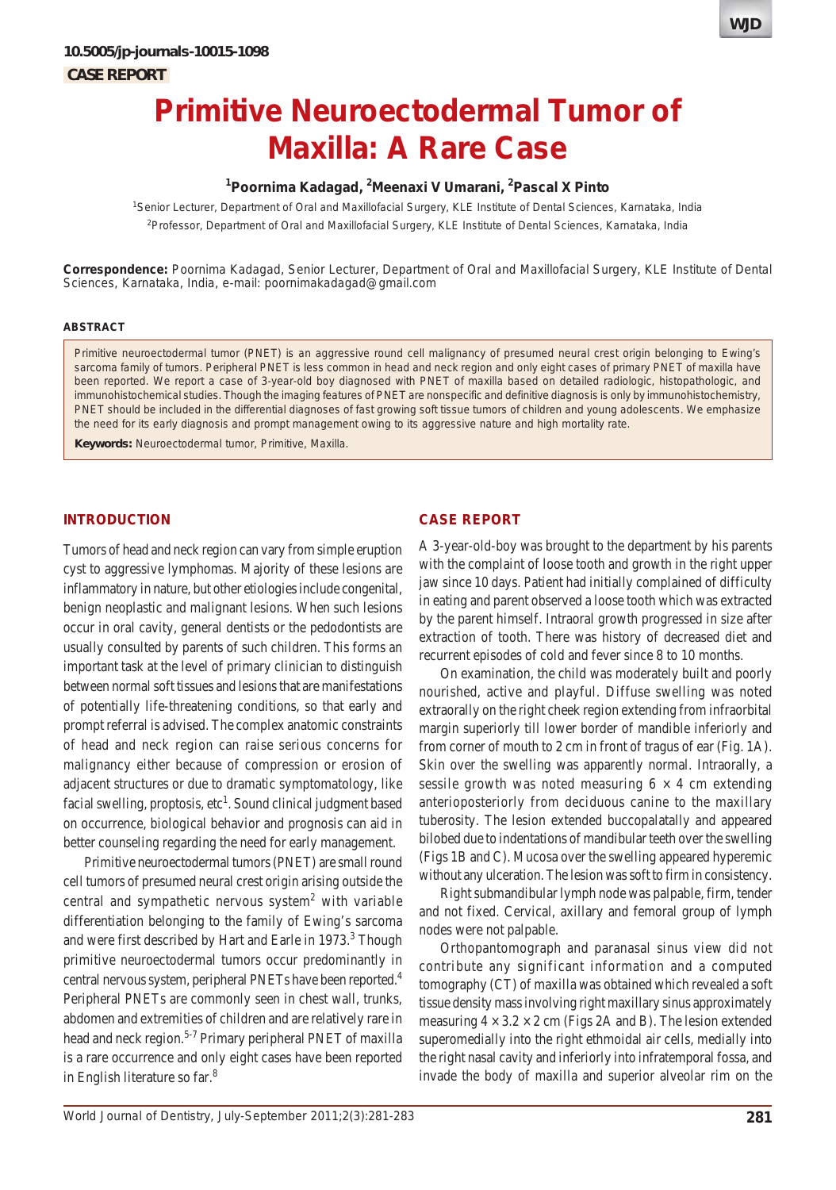10.5005/jp-journals-10015-1098

CASE REPORT

# Primitive Neuroectodermal Tumor of Maxilla: A Rare Case

[1]Poornima Kadagad, [2]Meenaxi V Umarani, [2]Pascal X Pinto

[1]Senior Lecturer, Department of Oral and Maxillofacial Surgery, KLE Institute of Dental Sciences, Karnataka, India

[2]Professor, Department of Oral and Maxillofacial Surgery, KLE Institute of Dental Sciences, Karnataka, India

**Correspondence:** Poornima Kadagad, Senior Lecturer, Department of Oral and Maxillofacial Surgery, KLE Institute of Dental Sciences, Karnataka, India, e-mail: poornimakadagad@gmail.com

## ABSTRACT

Primitive neuroectodermal tumor (PNET) is an aggressive round cell malignancy of presumed neural crest origin belonging to Ewing's sarcoma family of tumors. Peripheral PNET is less common in head and neck region and only eight cases of primary PNET of maxilla have been reported. We report a case of 3-year-old boy diagnosed with PNET of maxilla based on detailed radiologic, histopathologic, and immunohistochemical studies. Though the imaging features of PNET are nonspecific and definitive diagnosis is only by immunohistochemistry, PNET should be included in the differential diagnoses of fast growing soft tissue tumors of children and young adolescents. We emphasize the need for its early diagnosis and prompt management owing to its aggressive nature and high mortality rate.

**Keywords:** Neuroectodermal tumor, Primitive, Maxilla.

## INTRODUCTION

Tumors of head and neck region can vary from simple eruption cyst to aggressive lymphomas. Majority of these lesions are inflammatory in nature, but other etiologies include congenital, benign neoplastic and malignant lesions. When such lesions occur in oral cavity, general dentists or the pedodontists are usually consulted by parents of such children. This forms an important task at the level of primary clinician to distinguish between normal soft tissues and lesions that are manifestations of potentially life-threatening conditions, so that early and prompt referral is advised. The complex anatomic constraints of head and neck region can raise serious concerns for malignancy either because of compression or erosion of adjacent structures or due to dramatic symptomatology, like facial swelling, proptosis, etc[1]. Sound clinical judgment based on occurrence, biological behavior and prognosis can aid in better counseling regarding the need for early management.

Primitive neuroectodermal tumors (PNET) are small round cell tumors of presumed neural crest origin arising outside the central and sympathetic nervous system[2] with variable differentiation belonging to the family of Ewing's sarcoma and were first described by Hart and Earle in 1973.[3] Though primitive neuroectodermal tumors occur predominantly in central nervous system, peripheral PNETs have been reported.[4] Peripheral PNETs are commonly seen in chest wall, trunks, abdomen and extremities of children and are relatively rare in head and neck region.[5-7] Primary peripheral PNET of maxilla is a rare occurrence and only eight cases have been reported in English literature so far.[8]

## CASE REPORT

A 3-year-old-boy was brought to the department by his parents with the complaint of loose tooth and growth in the right upper jaw since 10 days. Patient had initially complained of difficulty in eating and parent observed a loose tooth which was extracted by the parent himself. Intraoral growth progressed in size after extraction of tooth. There was history of decreased diet and recurrent episodes of cold and fever since 8 to 10 months.

On examination, the child was moderately built and poorly nourished, active and playful. Diffuse swelling was noted extraorally on the right cheek region extending from infraorbital margin superiorly till lower border of mandible inferiorly and from corner of mouth to 2 cm in front of tragus of ear (Fig. 1A). Skin over the swelling was apparently normal. Intraorally, a sessile growth was noted measuring $6 \times 4$ cm extending antero­posteriorly from deciduous canine to the maxillary tuberosity. The lesion extended buccopalatally and appeared bilobed due to indentations of mandibular teeth over the swelling (Figs 1B and C). Mucosa over the swelling appeared hyperemic without any ulceration. The lesion was soft to firm in consistency.

Right submandibular lymph node was palpable, firm, tender and not fixed. Cervical, axillary and femoral group of lymph nodes were not palpable.

Orthopantomograph and paranasal sinus view did not contribute any significant information and a computed tomography (CT) of maxilla was obtained which revealed a soft tissue density mass involving right maxillary sinus approximately measuring $4 \times 3.2 \times 2$ cm (Figs 2A and B). The lesion extended superomedially into the right ethmoidal air cells, medially into the right nasal cavity and inferiorly into infratemporal fossa, and invade the body of maxilla and superior alveolar rim on the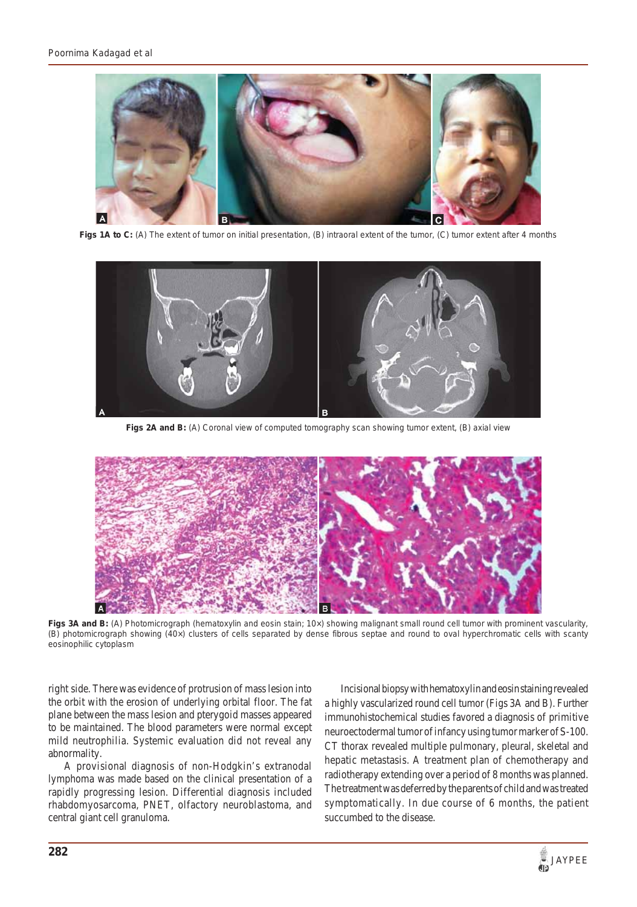Figs 1A to C: (A) The extent of tumor on initial presentation, (B) intraoral extent of the tumor, (C) tumor extent after 4 months

Figs 2A and B: (A) Coronal view of computed tomography scan showing tumor extent, (B) axial view

Figs 3A and B: (A) Photomicrograph (hematoxylin and eosin stain; 10×) showing malignant small round cell tumor with prominent vascularity, (B) photomicrograph showing (40×) clusters of cells separated by dense fibrous septae and round to oval hyperchromatic cells with scanty eosinophilic cytoplasm

right side. There was evidence of protrusion of mass lesion into the orbit with the erosion of underlying orbital floor. The fat plane between the mass lesion and pterygoid masses appeared to be maintained. The blood parameters were normal except mild neutrophilia. Systemic evaluation did not reveal any abnormality.

A provisional diagnosis of non-Hodgkin's extranodal lymphoma was made based on the clinical presentation of a rapidly progressing lesion. Differential diagnosis included rhabdomyosarcoma, PNET, olfactory neuroblastoma, and central giant cell granuloma.

Incisional biopsy with hematoxylin and eosin staining revealed a highly vascularized round cell tumor (Figs 3A and B). Further immunohistochemical studies favored a diagnosis of primitive neuroectodermal tumor of infancy using tumor marker of S-100. CT thorax revealed multiple pulmonary, pleural, skeletal and hepatic metastasis. A treatment plan of chemotherapy and radiotherapy extending over a period of 8 months was planned. The treatment was deferred by the parents of child and was treated symptomatically. In due course of 6 months, the patient succumbed to the disease.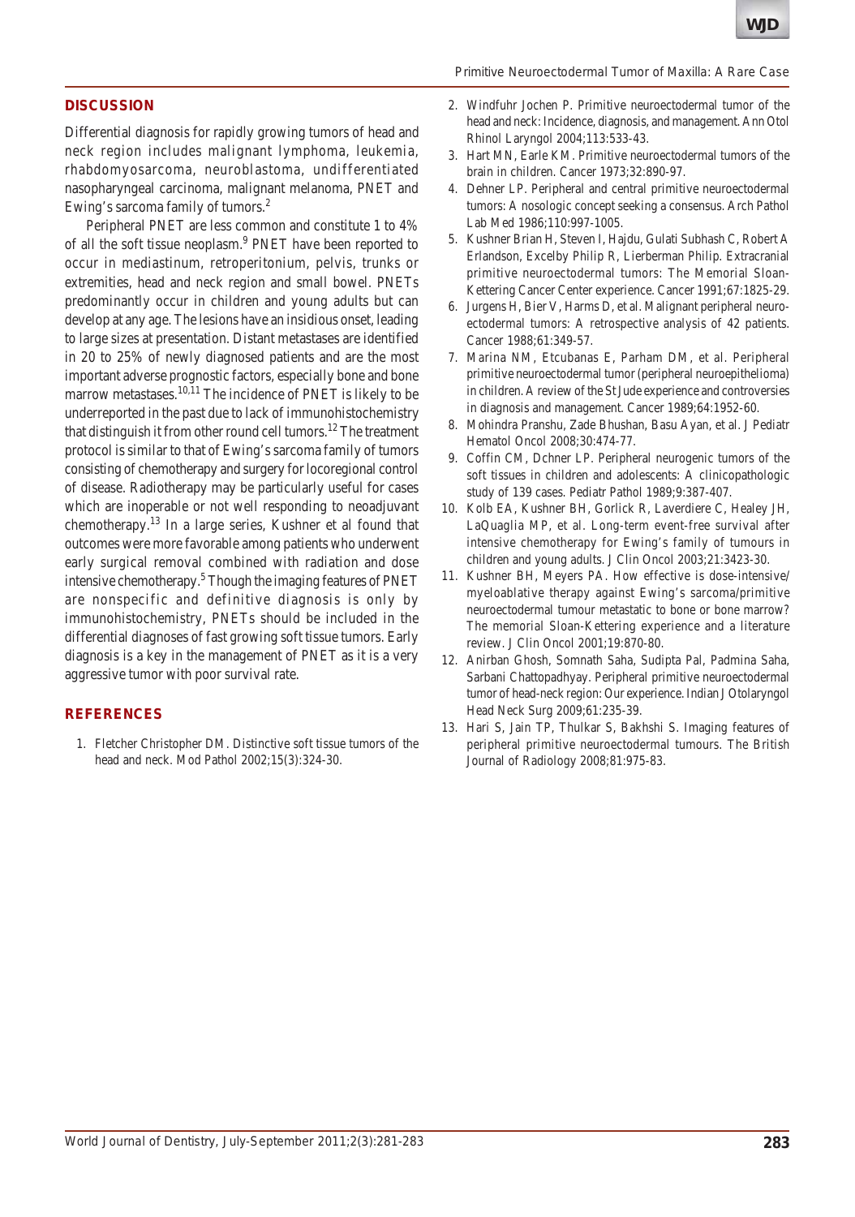## DISCUSSION

Differential diagnosis for rapidly growing tumors of head and neck region includes malignant lymphoma, leukemia, rhabdomyosarcoma, neuroblastoma, undifferentiated nasopharyngeal carcinoma, malignant melanoma, PNET and Ewing's sarcoma family of tumors.[2]

Peripheral PNET are less common and constitute 1 to 4% of all the soft tissue neoplasm.[9] PNET have been reported to occur in mediastinum, retroperitonium, pelvis, trunks or extremities, head and neck region and small bowel. PNETs predominantly occur in children and young adults but can develop at any age. The lesions have an insidious onset, leading to large sizes at presentation. Distant metastases are identified in 20 to 25% of newly diagnosed patients and are the most important adverse prognostic factors, especially bone and bone marrow metastases.[10,11] The incidence of PNET is likely to be underreported in the past due to lack of immunohistochemistry that distinguish it from other round cell tumors.[12] The treatment protocol is similar to that of Ewing's sarcoma family of tumors consisting of chemotherapy and surgery for locoregional control of disease. Radiotherapy may be particularly useful for cases which are inoperable or not well responding to neoadjuvant chemotherapy.[13] In a large series, Kushner et al found that outcomes were more favorable among patients who underwent early surgical removal combined with radiation and dose intensive chemotherapy.[5] Though the imaging features of PNET are nonspecific and definitive diagnosis is only by immunohistochemistry, PNETs should be included in the differential diagnoses of fast growing soft tissue tumors. Early diagnosis is a key in the management of PNET as it is a very aggressive tumor with poor survival rate.

## REFERENCES

1. Fletcher Christopher DM. Distinctive soft tissue tumors of the head and neck. Mod Pathol 2002;15(3):324-30.
2. Windfuhr Jochen P. Primitive neuroectodermal tumor of the head and neck: Incidence, diagnosis, and management. Ann Otol Rhinol Laryngol 2004;113:533-43.
3. Hart MN, Earle KM. Primitive neuroectodermal tumors of the brain in children. Cancer 1973;32:890-97.
4. Dehner LP. Peripheral and central primitive neuroectodermal tumors: A nosologic concept seeking a consensus. Arch Pathol Lab Med 1986;110:997-1005.
5. Kushner Brian H, Steven I, Hajdu, Gulati Subhash C, Robert A Erlandson, Excelby Philip R, Lierberman Philip. Extracranial primitive neuroectodermal tumors: The Memorial Sloan-Kettering Cancer Center experience. Cancer 1991;67:1825-29.
6. Jurgens H, Bier V, Harms D, et al. Malignant peripheral neuro-ectodermal tumors: A retrospective analysis of 42 patients. Cancer 1988;61:349-57.
7. Marina NM, Etcubanas E, Parham DM, et al. Peripheral primitive neuroectodermal tumor (peripheral neuroepithelioma) in children. A review of the St Jude experience and controversies in diagnosis and management. Cancer 1989;64:1952-60.
8. Mohindra Pranshu, Zade Bhushan, Basu Ayan, et al. J Pediatr Hematol Oncol 2008;30:474-77.
9. Coffin CM, Dchner LP. Peripheral neurogenic tumors of the soft tissues in children and adolescents: A clinicopathologic study of 139 cases. Pediatr Pathol 1989;9:387-407.
10. Kolb EA, Kushner BH, Gorlick R, Laverdiere C, Healey JH, LaQuaglia MP, et al. Long-term event-free survival after intensive chemotherapy for Ewing's family of tumours in children and young adults. J Clin Oncol 2003;21:3423-30.
11. Kushner BH, Meyers PA. How effective is dose-intensive/ myeloablative therapy against Ewing's sarcoma/primitive neuroectodermal tumour metastatic to bone or bone marrow? The memorial Sloan-Kettering experience and a literature review. J Clin Oncol 2001;19:870-80.
12. Anirban Ghosh, Somnath Saha, Sudipta Pal, Padmina Saha, Sarbani Chattopadhyay. Peripheral primitive neuroectodermal tumor of head-neck region: Our experience. Indian J Otolaryngol Head Neck Surg 2009;61:235-39.
13. Hari S, Jain TP, Thulkar S, Bakhshi S. Imaging features of peripheral primitive neuroectodermal tumours. The British Journal of Radiology 2008;81:975-83.